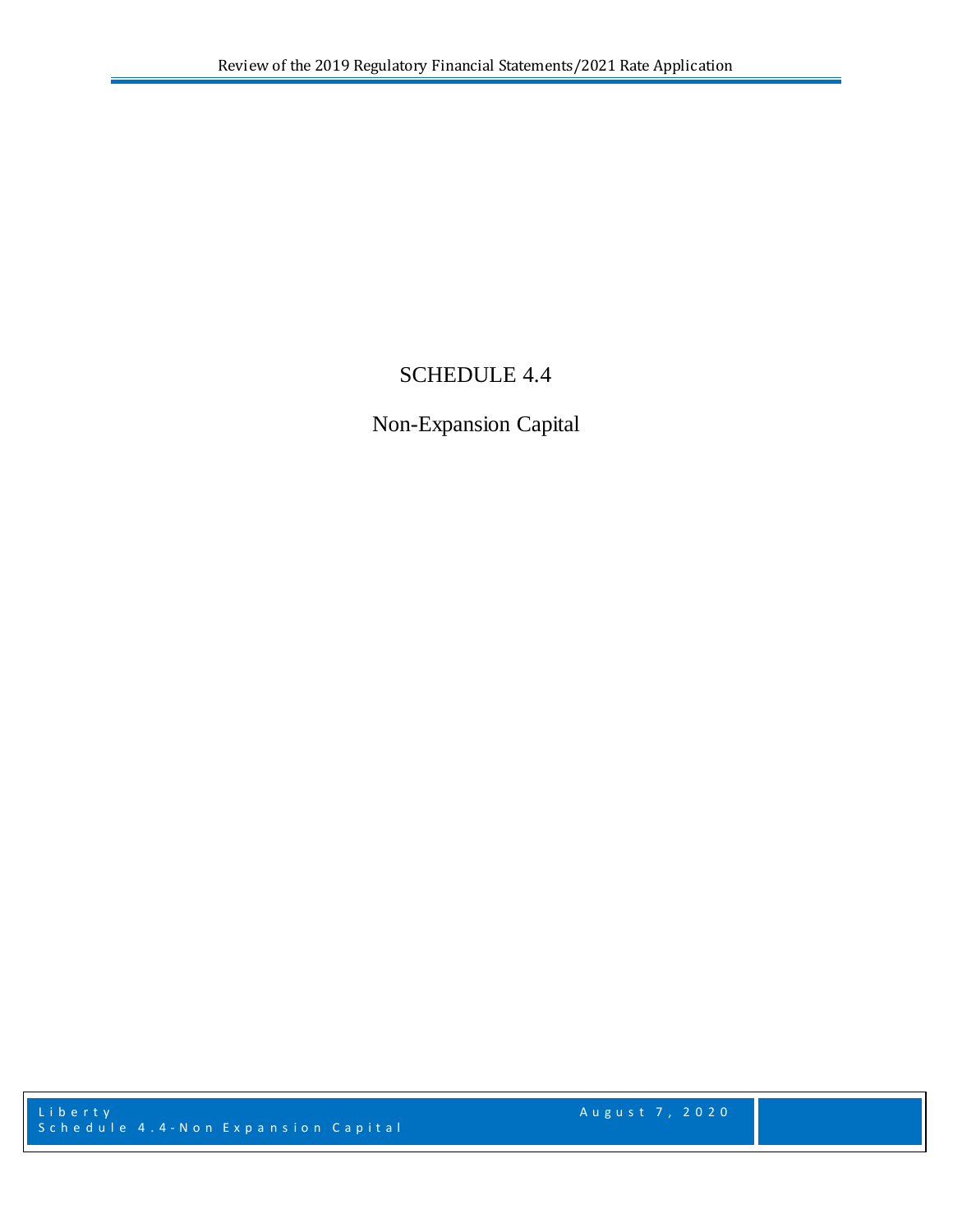# SCHEDULE 4.4

## Non-Expansion Capital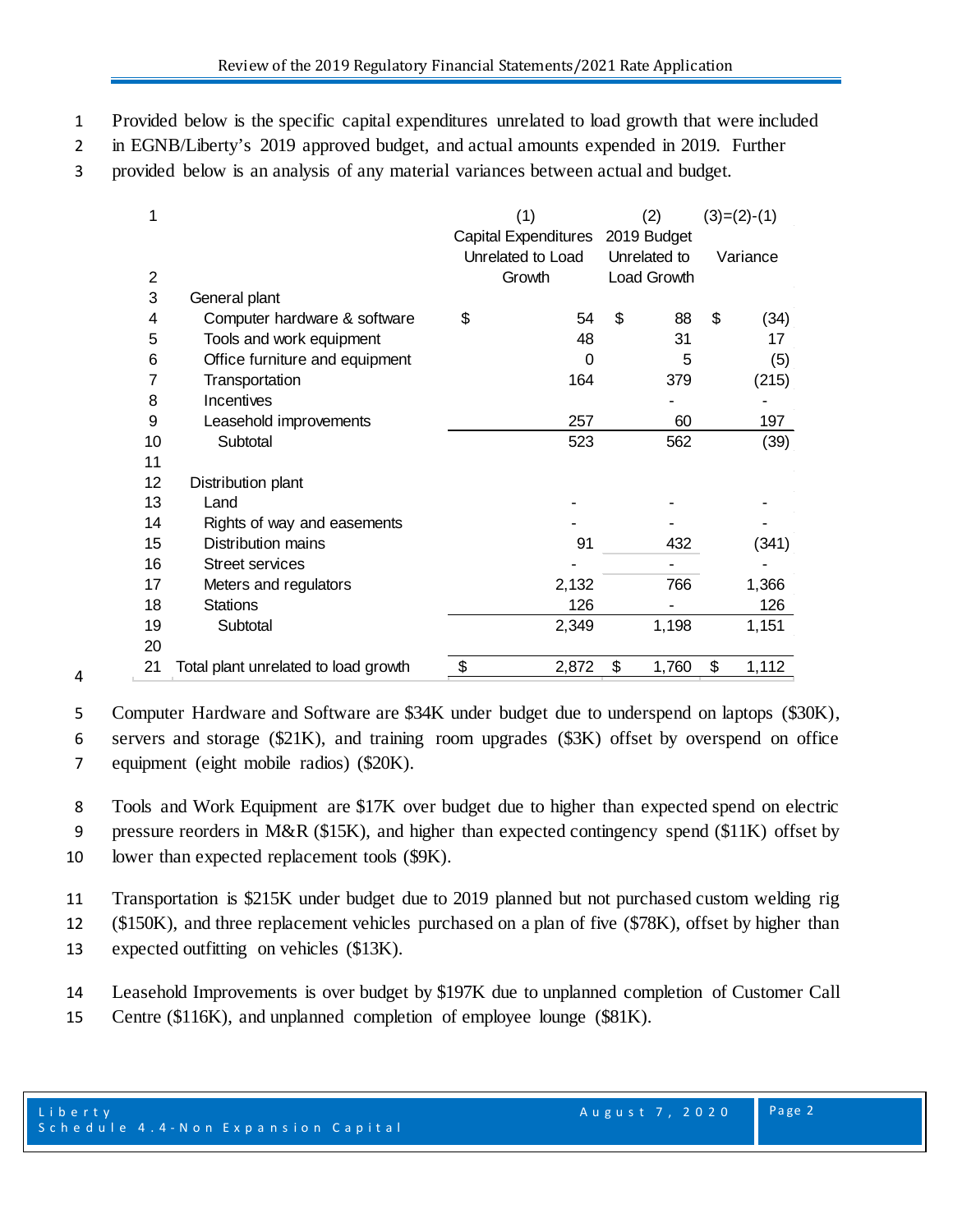Provided below is the specific capital expenditures unrelated to load growth that were included in EGNB/Liberty's 2019 approved budget, and actual amounts expended in 2019. Further provided below is an analysis of any material variances between actual and budget.

| | | (1) Capital Expenditures Unrelated to Load Growth | (2) 2019 Budget Unrelated to Load Growth | (3)=(2)-(1) Variance |
|---|---|---|---|---|
| 3 | General plant | | | |
| 4 | Computer hardware & software | $ 54 | $ 88 | $ (34) |
| 5 | Tools and work equipment | 48 | 31 | 17 |
| 6 | Office furniture and equipment | 0 | 5 | (5) |
| 7 | Transportation | 164 | 379 | (215) |
| 8 | Incentives | | - | - |
| 9 | Leasehold improvements | 257 | 60 | 197 |
| 10 | Subtotal | 523 | 562 | (39) |
| 11 | | | | |
| 12 | Distribution plant | | | |
| 13 | Land | - | - | - |
| 14 | Rights of way and easements | - | - | - |
| 15 | Distribution mains | 91 | 432 | (341) |
| 16 | Street services | - | - | - |
| 17 | Meters and regulators | 2,132 | 766 | 1,366 |
| 18 | Stations | 126 | - | 126 |
| 19 | Subtotal | 2,349 | 1,198 | 1,151 |
| 20 | | | | |
| 21 | Total plant unrelated to load growth | $ 2,872 | $ 1,760 | $ 1,112 |

Computer Hardware and Software are $34K under budget due to underspend on laptops ($30K), servers and storage ($21K), and training room upgrades ($3K) offset by overspend on office equipment (eight mobile radios) ($20K).

Tools and Work Equipment are $17K over budget due to higher than expected spend on electric pressure reorders in M&R ($15K), and higher than expected contingency spend ($11K) offset by lower than expected replacement tools ($9K).

Transportation is $215K under budget due to 2019 planned but not purchased custom welding rig ($150K), and three replacement vehicles purchased on a plan of five ($78K), offset by higher than expected outfitting on vehicles ($13K).

Leasehold Improvements is over budget by $197K due to unplanned completion of Customer Call Centre ($116K), and unplanned completion of employee lounge ($81K).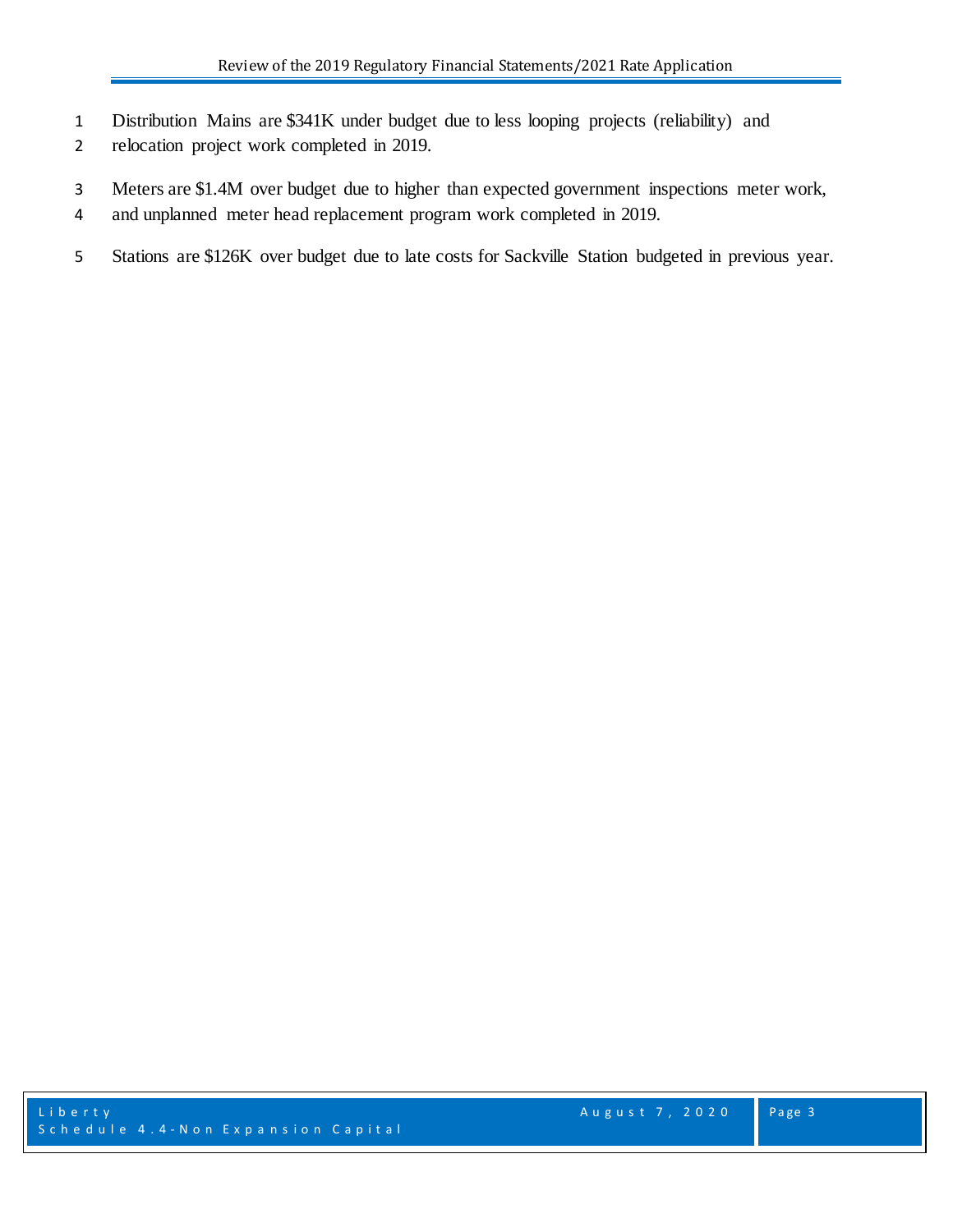Distribution Mains are $341K under budget due to less looping projects (reliability) and relocation project work completed in 2019.

Meters are $1.4M over budget due to higher than expected government inspections meter work, and unplanned meter head replacement program work completed in 2019.

Stations are $126K over budget due to late costs for Sackville Station budgeted in previous year.